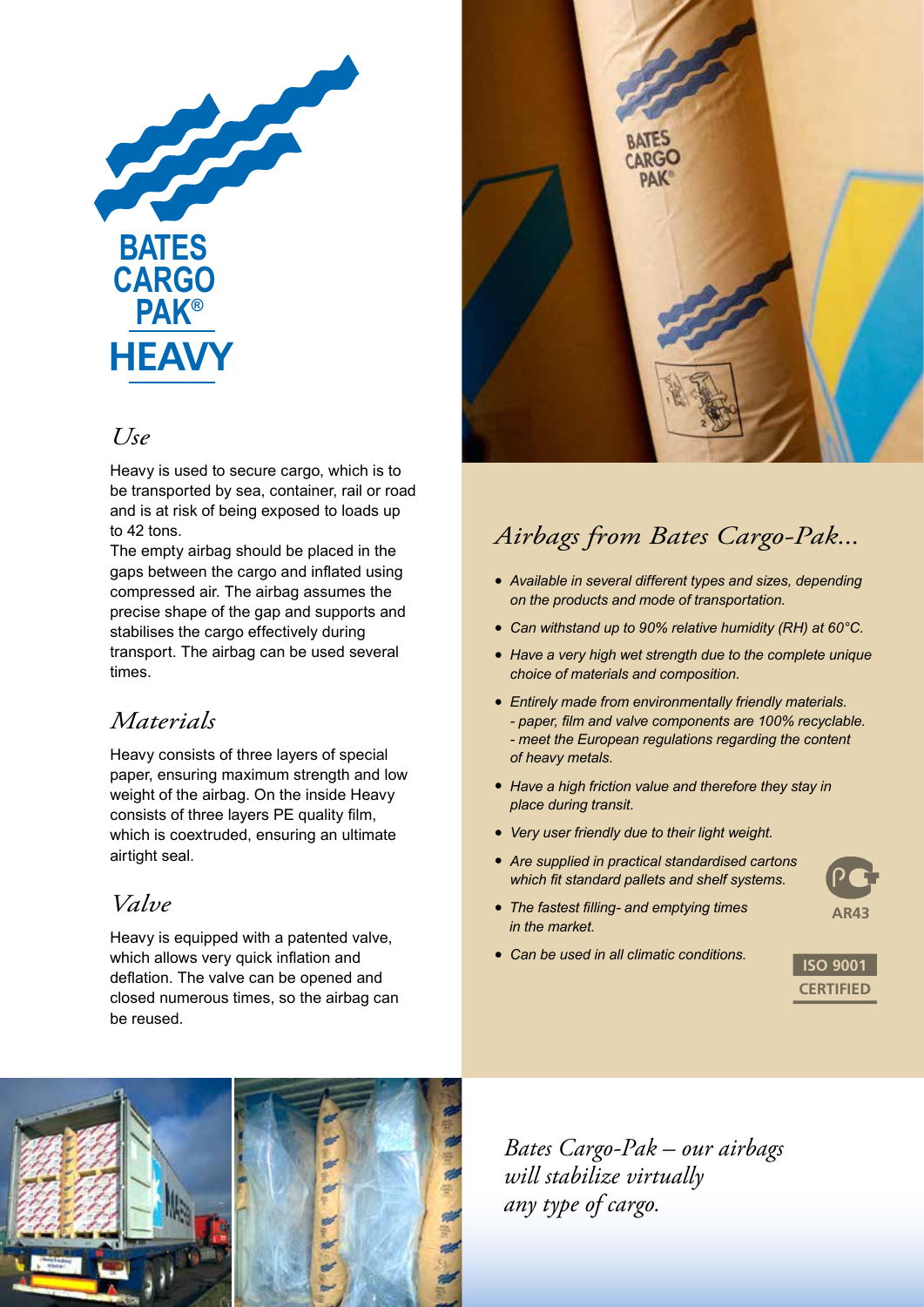# BATES CARGO PAK®

## HEAVY

## *Use*

Heavy is used to secure cargo, which is to be transported by sea, container, rail or road and is at risk of being exposed to loads up to 42 tons.

The empty airbag should be placed in the gaps between the cargo and inflated using compressed air. The airbag assumes the precise shape of the gap and supports and stabilises the cargo effectively during transport. The airbag can be used several times.

## *Materials*

Heavy consists of three layers of special paper, ensuring maximum strength and low weight of the airbag. On the inside Heavy consists of three layers PE quality film, which is coextruded, ensuring an ultimate airtight seal.

## *Valve*

Heavy is equipped with a patented valve, which allows very quick inflation and deflation. The valve can be opened and closed numerous times, so the airbag can be reused.

## *Airbags from Bates Cargo-Pak...*

- *Available in several different types and sizes, depending on the products and mode of transportation.*
- *Can withstand up to 90% relative humidity (RH) at 60°C.*
- *Have a very high wet strength due to the complete unique choice of materials and composition.*
- *Entirely made from environmentally friendly materials.*
  *- paper, film and valve components are 100% recyclable.*
  *- meet the European regulations regarding the content of heavy metals.*
- *Have a high friction value and therefore they stay in place during transit.*
- *Very user friendly due to their light weight.*
- *Are supplied in practical standardised cartons which fit standard pallets and shelf systems.*
- *The fastest filling- and emptying times in the market.*
- *Can be used in all climatic conditions.*

AR43

ISO 9001 CERTIFIED

*Bates Cargo-Pak – our airbags will stabilize virtually any type of cargo.*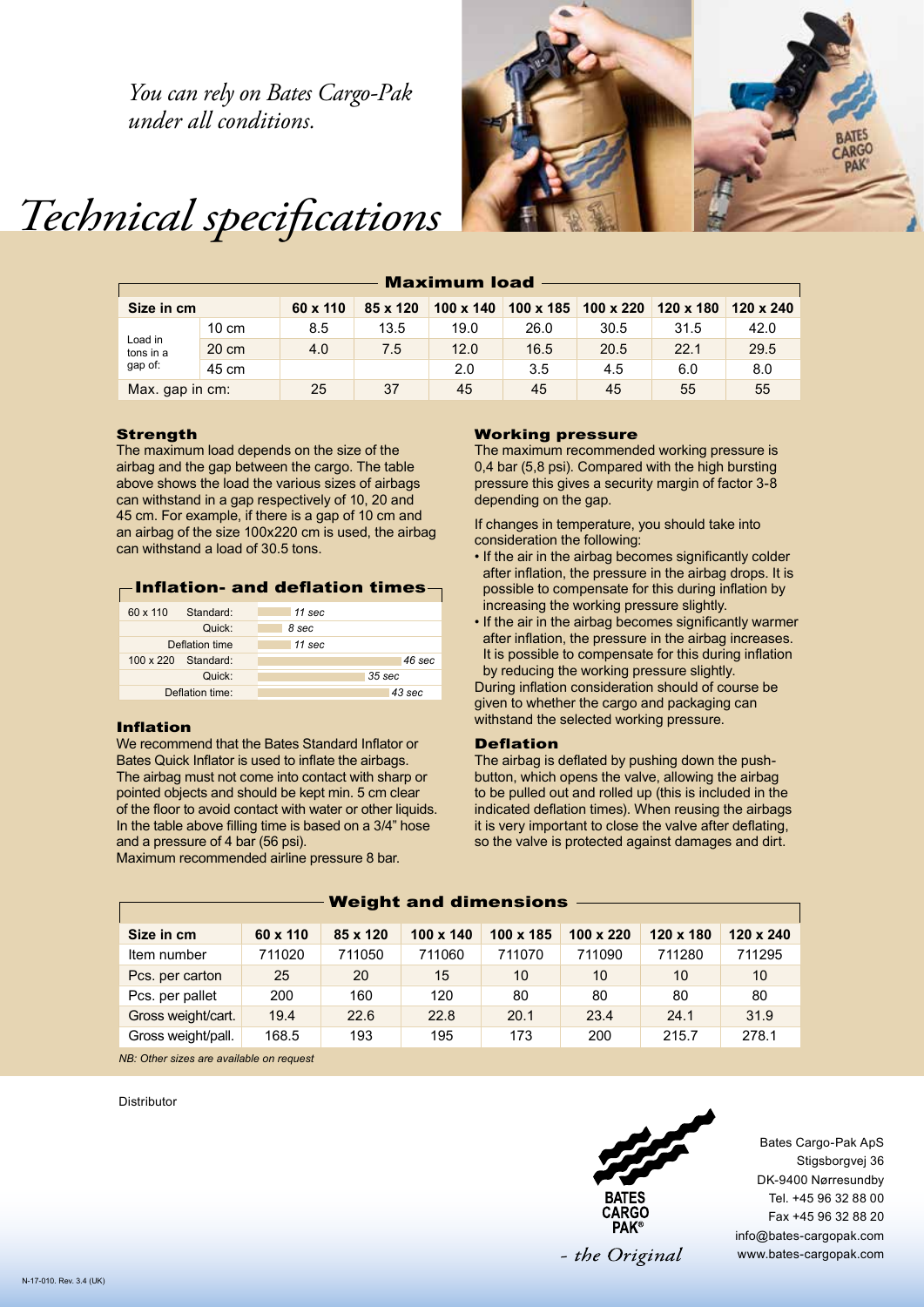*You can rely on Bates Cargo-Pak under all conditions.*

# Technical specifications

## Maximum load

| Size in cm | | 60 x 110 | 85 x 120 | 100 x 140 | 100 x 185 | 100 x 220 | 120 x 180 | 120 x 240 |
|---|---|---|---|---|---|---|---|---|
| Load in tons in a gap of: | 10 cm | 8.5 | 13.5 | 19.0 | 26.0 | 30.5 | 31.5 | 42.0 |
| | 20 cm | 4.0 | 7.5 | 12.0 | 16.5 | 20.5 | 22.1 | 29.5 |
| | 45 cm | | | 2.0 | 3.5 | 4.5 | 6.0 | 8.0 |
| Max. gap in cm: | | 25 | 37 | 45 | 45 | 45 | 55 | 55 |

### Strength

The maximum load depends on the size of the airbag and the gap between the cargo. The table above shows the load the various sizes of airbags can withstand in a gap respectively of 10, 20 and 45 cm. For example, if there is a gap of 10 cm and an airbag of the size 100x220 cm is used, the airbag can withstand a load of 30.5 tons.

### Inflation- and deflation times

60 x 110 Standard: 11 sec
Quick: 8 sec
Deflation time 11 sec
100 x 220 Standard: 46 sec
Quick: 35 sec
Deflation time: 43 sec

### Inflation

We recommend that the Bates Standard Inflator or Bates Quick Inflator is used to inflate the airbags. The airbag must not come into contact with sharp or pointed objects and should be kept min. 5 cm clear of the floor to avoid contact with water or other liquids. In the table above filling time is based on a 3/4" hose and a pressure of 4 bar (56 psi).
Maximum recommended airline pressure 8 bar.

### Working pressure

The maximum recommended working pressure is 0,4 bar (5,8 psi). Compared with the high bursting pressure this gives a security margin of factor 3-8 depending on the gap.

If changes in temperature, you should take into consideration the following:

- If the air in the airbag becomes significantly colder after inflation, the pressure in the airbag drops. It is possible to compensate for this during inflation by increasing the working pressure slightly.
- If the air in the airbag becomes significantly warmer after inflation, the pressure in the airbag increases. It is possible to compensate for this during inflation by reducing the working pressure slightly.

During inflation consideration should of course be given to whether the cargo and packaging can withstand the selected working pressure.

### Deflation

The airbag is deflated by pushing down the push-button, which opens the valve, allowing the airbag to be pulled out and rolled up (this is included in the indicated deflation times). When reusing the airbags it is very important to close the valve after deflating, so the valve is protected against damages and dirt.

## Weight and dimensions

| Size in cm | 60 x 110 | 85 x 120 | 100 x 140 | 100 x 185 | 100 x 220 | 120 x 180 | 120 x 240 |
|---|---|---|---|---|---|---|---|
| Item number | 711020 | 711050 | 711060 | 711070 | 711090 | 711280 | 711295 |
| Pcs. per carton | 25 | 20 | 15 | 10 | 10 | 10 | 10 |
| Pcs. per pallet | 200 | 160 | 120 | 80 | 80 | 80 | 80 |
| Gross weight/cart. | 19.4 | 22.6 | 22.8 | 20.1 | 23.4 | 24.1 | 31.9 |
| Gross weight/pall. | 168.5 | 193 | 195 | 173 | 200 | 215.7 | 278.1 |

*NB: Other sizes are available on request*

Distributor

BATES CARGO PAK®
*- the Original*

Bates Cargo-Pak ApS
Stigsborgvej 36
DK-9400 Nørresundby
Tel. +45 96 32 88 00
Fax +45 96 32 88 20
info@bates-cargopak.com
www.bates-cargopak.com

N-17-010. Rev. 3.4 (UK)